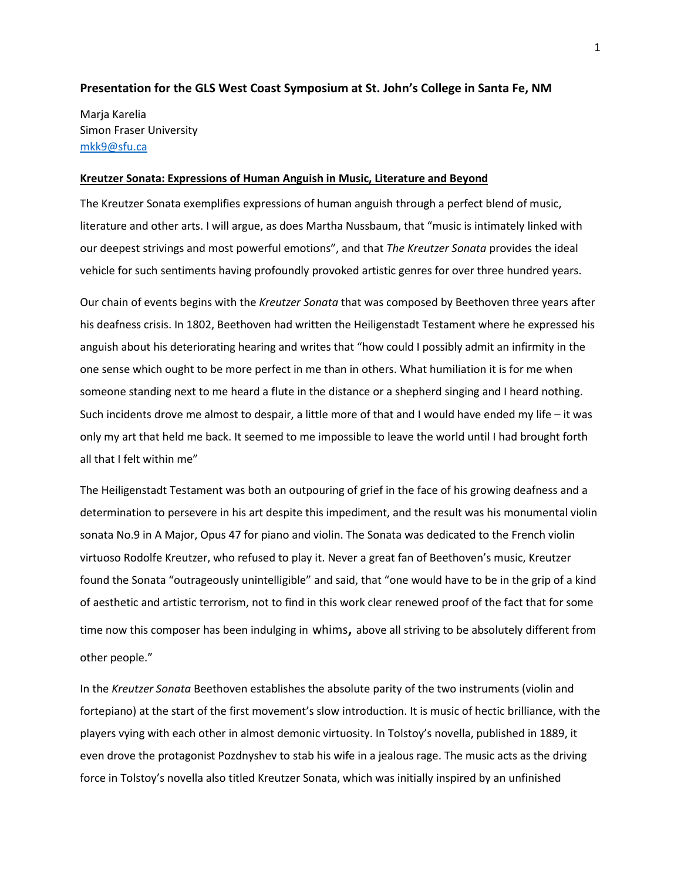**Presentation for the GLS West Coast Symposium at St. John's College in Santa Fe, NM**

Marja Karelia
Simon Fraser University
mkk9@sfu.ca

**Kreutzer Sonata: Expressions of Human Anguish in Music, Literature and Beyond**

The Kreutzer Sonata exemplifies expressions of human anguish through a perfect blend of music, literature and other arts. I will argue, as does Martha Nussbaum, that "music is intimately linked with our deepest strivings and most powerful emotions", and that *The Kreutzer Sonata* provides the ideal vehicle for such sentiments having profoundly provoked artistic genres for over three hundred years.

Our chain of events begins with the *Kreutzer Sonata* that was composed by Beethoven three years after his deafness crisis. In 1802, Beethoven had written the Heiligenstadt Testament where he expressed his anguish about his deteriorating hearing and writes that "how could I possibly admit an infirmity in the one sense which ought to be more perfect in me than in others. What humiliation it is for me when someone standing next to me heard a flute in the distance or a shepherd singing and I heard nothing. Such incidents drove me almost to despair, a little more of that and I would have ended my life – it was only my art that held me back. It seemed to me impossible to leave the world until I had brought forth all that I felt within me"

The Heiligenstadt Testament was both an outpouring of grief in the face of his growing deafness and a determination to persevere in his art despite this impediment, and the result was his monumental violin sonata No.9 in A Major, Opus 47 for piano and violin. The Sonata was dedicated to the French violin virtuoso Rodolfe Kreutzer, who refused to play it. Never a great fan of Beethoven's music, Kreutzer found the Sonata "outrageously unintelligible" and said, that "one would have to be in the grip of a kind of aesthetic and artistic terrorism, not to find in this work clear renewed proof of the fact that for some time now this composer has been indulging in whims, above all striving to be absolutely different from other people."

In the *Kreutzer Sonata* Beethoven establishes the absolute parity of the two instruments (violin and fortepiano) at the start of the first movement's slow introduction. It is music of hectic brilliance, with the players vying with each other in almost demonic virtuosity. In Tolstoy's novella, published in 1889, it even drove the protagonist Pozdnyshev to stab his wife in a jealous rage. The music acts as the driving force in Tolstoy's novella also titled Kreutzer Sonata, which was initially inspired by an unfinished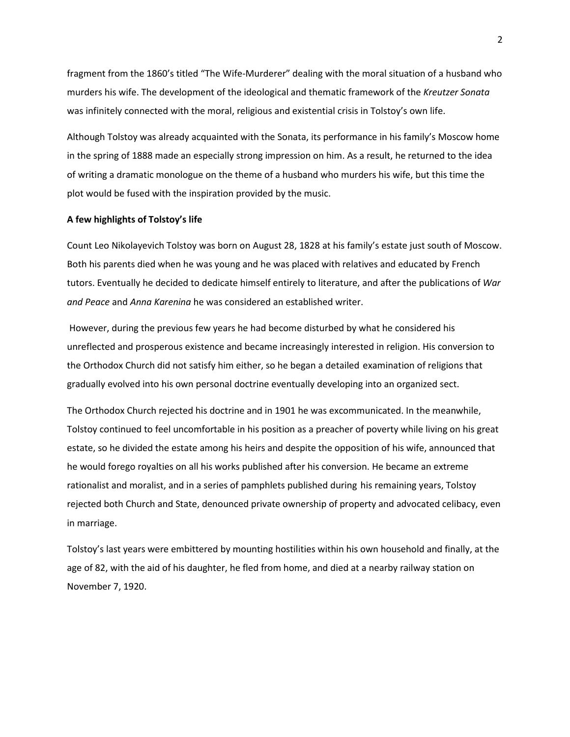fragment from the 1860's titled "The Wife-Murderer" dealing with the moral situation of a husband who murders his wife. The development of the ideological and thematic framework of the *Kreutzer Sonata* was infinitely connected with the moral, religious and existential crisis in Tolstoy's own life.

Although Tolstoy was already acquainted with the Sonata, its performance in his family's Moscow home in the spring of 1888 made an especially strong impression on him. As a result, he returned to the idea of writing a dramatic monologue on the theme of a husband who murders his wife, but this time the plot would be fused with the inspiration provided by the music.

**A few highlights of Tolstoy's life**

Count Leo Nikolayevich Tolstoy was born on August 28, 1828 at his family's estate just south of Moscow. Both his parents died when he was young and he was placed with relatives and educated by French tutors. Eventually he decided to dedicate himself entirely to literature, and after the publications of *War and Peace* and *Anna Karenina* he was considered an established writer.

However, during the previous few years he had become disturbed by what he considered his unreflected and prosperous existence and became increasingly interested in religion. His conversion to the Orthodox Church did not satisfy him either, so he began a detailed examination of religions that gradually evolved into his own personal doctrine eventually developing into an organized sect.

The Orthodox Church rejected his doctrine and in 1901 he was excommunicated. In the meanwhile, Tolstoy continued to feel uncomfortable in his position as a preacher of poverty while living on his great estate, so he divided the estate among his heirs and despite the opposition of his wife, announced that he would forego royalties on all his works published after his conversion. He became an extreme rationalist and moralist, and in a series of pamphlets published during his remaining years, Tolstoy rejected both Church and State, denounced private ownership of property and advocated celibacy, even in marriage.

Tolstoy's last years were embittered by mounting hostilities within his own household and finally, at the age of 82, with the aid of his daughter, he fled from home, and died at a nearby railway station on November 7, 1920.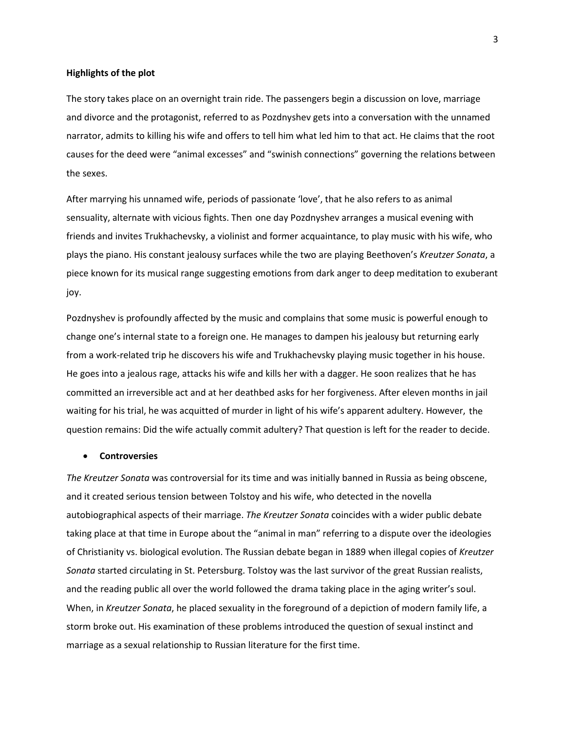**Highlights of the plot**

The story takes place on an overnight train ride. The passengers begin a discussion on love, marriage and divorce and the protagonist, referred to as Pozdnyshev gets into a conversation with the unnamed narrator, admits to killing his wife and offers to tell him what led him to that act. He claims that the root causes for the deed were "animal excesses" and "swinish connections" governing the relations between the sexes.

After marrying his unnamed wife, periods of passionate 'love', that he also refers to as animal sensuality, alternate with vicious fights. Then one day Pozdnyshev arranges a musical evening with friends and invites Trukhachevsky, a violinist and former acquaintance, to play music with his wife, who plays the piano. His constant jealousy surfaces while the two are playing Beethoven's *Kreutzer Sonata*, a piece known for its musical range suggesting emotions from dark anger to deep meditation to exuberant joy.

Pozdnyshev is profoundly affected by the music and complains that some music is powerful enough to change one's internal state to a foreign one. He manages to dampen his jealousy but returning early from a work-related trip he discovers his wife and Trukhachevsky playing music together in his house. He goes into a jealous rage, attacks his wife and kills her with a dagger. He soon realizes that he has committed an irreversible act and at her deathbed asks for her forgiveness. After eleven months in jail waiting for his trial, he was acquitted of murder in light of his wife's apparent adultery. However, the question remains: Did the wife actually commit adultery? That question is left for the reader to decide.

- **Controversies**

*The Kreutzer Sonata* was controversial for its time and was initially banned in Russia as being obscene, and it created serious tension between Tolstoy and his wife, who detected in the novella autobiographical aspects of their marriage. *The Kreutzer Sonata* coincides with a wider public debate taking place at that time in Europe about the "animal in man" referring to a dispute over the ideologies of Christianity vs. biological evolution. The Russian debate began in 1889 when illegal copies of *Kreutzer Sonata* started circulating in St. Petersburg. Tolstoy was the last survivor of the great Russian realists, and the reading public all over the world followed the drama taking place in the aging writer's soul. When, in *Kreutzer Sonata*, he placed sexuality in the foreground of a depiction of modern family life, a storm broke out. His examination of these problems introduced the question of sexual instinct and marriage as a sexual relationship to Russian literature for the first time.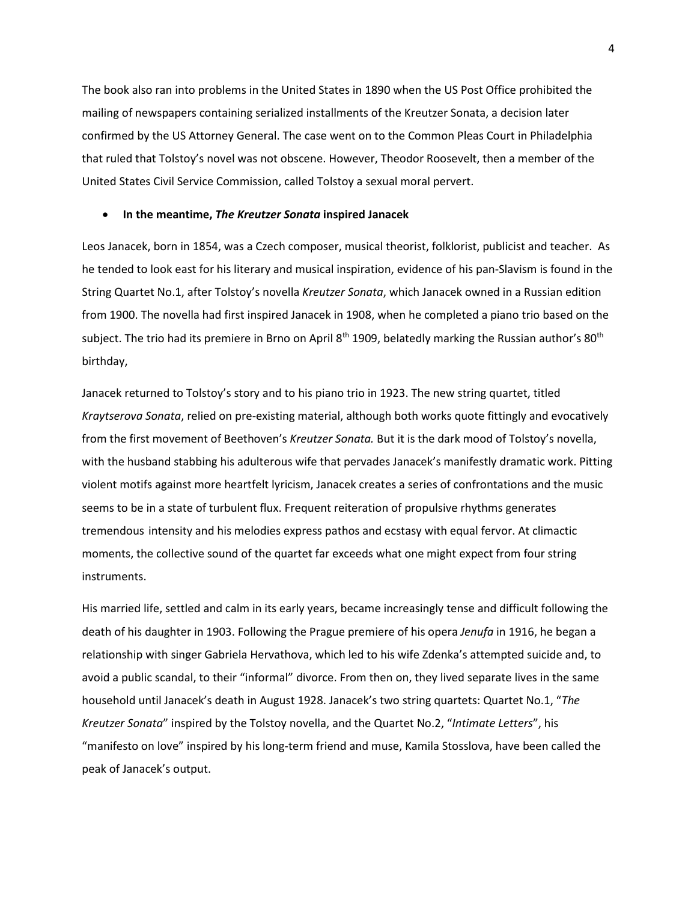The book also ran into problems in the United States in 1890 when the US Post Office prohibited the mailing of newspapers containing serialized installments of the Kreutzer Sonata, a decision later confirmed by the US Attorney General. The case went on to the Common Pleas Court in Philadelphia that ruled that Tolstoy's novel was not obscene. However, Theodor Roosevelt, then a member of the United States Civil Service Commission, called Tolstoy a sexual moral pervert.

- **In the meantime, *The Kreutzer Sonata* inspired Janacek**

Leos Janacek, born in 1854, was a Czech composer, musical theorist, folklorist, publicist and teacher. As he tended to look east for his literary and musical inspiration, evidence of his pan-Slavism is found in the String Quartet No.1, after Tolstoy's novella *Kreutzer Sonata*, which Janacek owned in a Russian edition from 1900. The novella had first inspired Janacek in 1908, when he completed a piano trio based on the subject. The trio had its premiere in Brno on April 8th 1909, belatedly marking the Russian author's 80th birthday,

Janacek returned to Tolstoy's story and to his piano trio in 1923. The new string quartet, titled *Kraytserova Sonata*, relied on pre-existing material, although both works quote fittingly and evocatively from the first movement of Beethoven's *Kreutzer Sonata.* But it is the dark mood of Tolstoy's novella, with the husband stabbing his adulterous wife that pervades Janacek's manifestly dramatic work. Pitting violent motifs against more heartfelt lyricism, Janacek creates a series of confrontations and the music seems to be in a state of turbulent flux. Frequent reiteration of propulsive rhythms generates tremendous intensity and his melodies express pathos and ecstasy with equal fervor. At climactic moments, the collective sound of the quartet far exceeds what one might expect from four string instruments.

His married life, settled and calm in its early years, became increasingly tense and difficult following the death of his daughter in 1903. Following the Prague premiere of his opera *Jenufa* in 1916, he began a relationship with singer Gabriela Hervathova, which led to his wife Zdenka's attempted suicide and, to avoid a public scandal, to their "informal" divorce. From then on, they lived separate lives in the same household until Janacek's death in August 1928. Janacek's two string quartets: Quartet No.1, "*The Kreutzer Sonata*" inspired by the Tolstoy novella, and the Quartet No.2, "*Intimate Letters*", his "manifesto on love" inspired by his long-term friend and muse, Kamila Stosslova, have been called the peak of Janacek's output.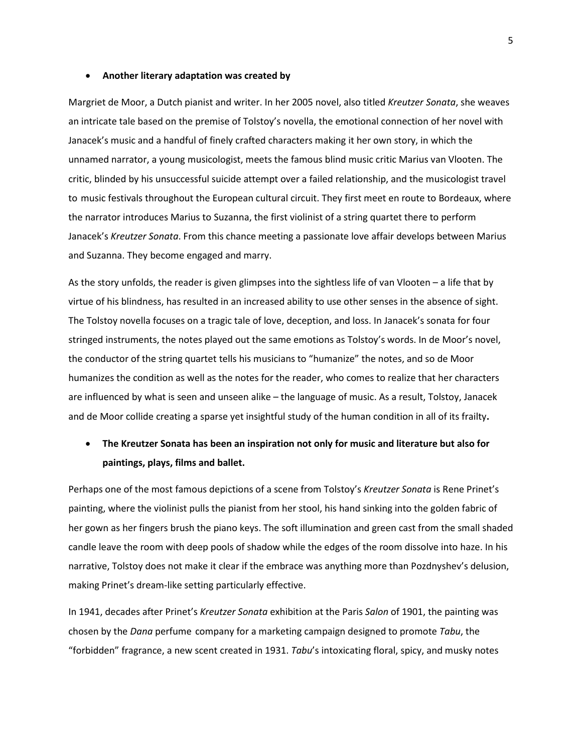- **Another literary adaptation was created by**

Margriet de Moor, a Dutch pianist and writer. In her 2005 novel, also titled *Kreutzer Sonata*, she weaves an intricate tale based on the premise of Tolstoy's novella, the emotional connection of her novel with Janacek's music and a handful of finely crafted characters making it her own story, in which the unnamed narrator, a young musicologist, meets the famous blind music critic Marius van Vlooten. The critic, blinded by his unsuccessful suicide attempt over a failed relationship, and the musicologist travel to music festivals throughout the European cultural circuit. They first meet en route to Bordeaux, where the narrator introduces Marius to Suzanna, the first violinist of a string quartet there to perform Janacek's *Kreutzer Sonata*. From this chance meeting a passionate love affair develops between Marius and Suzanna. They become engaged and marry.

As the story unfolds, the reader is given glimpses into the sightless life of van Vlooten – a life that by virtue of his blindness, has resulted in an increased ability to use other senses in the absence of sight. The Tolstoy novella focuses on a tragic tale of love, deception, and loss. In Janacek's sonata for four stringed instruments, the notes played out the same emotions as Tolstoy's words. In de Moor's novel, the conductor of the string quartet tells his musicians to "humanize" the notes, and so de Moor humanizes the condition as well as the notes for the reader, who comes to realize that her characters are influenced by what is seen and unseen alike – the language of music. As a result, Tolstoy, Janacek and de Moor collide creating a sparse yet insightful study of the human condition in all of its frailty**.**

- **The Kreutzer Sonata has been an inspiration not only for music and literature but also for paintings, plays, films and ballet.**

Perhaps one of the most famous depictions of a scene from Tolstoy's *Kreutzer Sonata* is Rene Prinet's painting, where the violinist pulls the pianist from her stool, his hand sinking into the golden fabric of her gown as her fingers brush the piano keys. The soft illumination and green cast from the small shaded candle leave the room with deep pools of shadow while the edges of the room dissolve into haze. In his narrative, Tolstoy does not make it clear if the embrace was anything more than Pozdnyshev's delusion, making Prinet's dream-like setting particularly effective.

In 1941, decades after Prinet's *Kreutzer Sonata* exhibition at the Paris *Salon* of 1901, the painting was chosen by the *Dana* perfume company for a marketing campaign designed to promote *Tabu*, the "forbidden" fragrance, a new scent created in 1931. *Tabu*'s intoxicating floral, spicy, and musky notes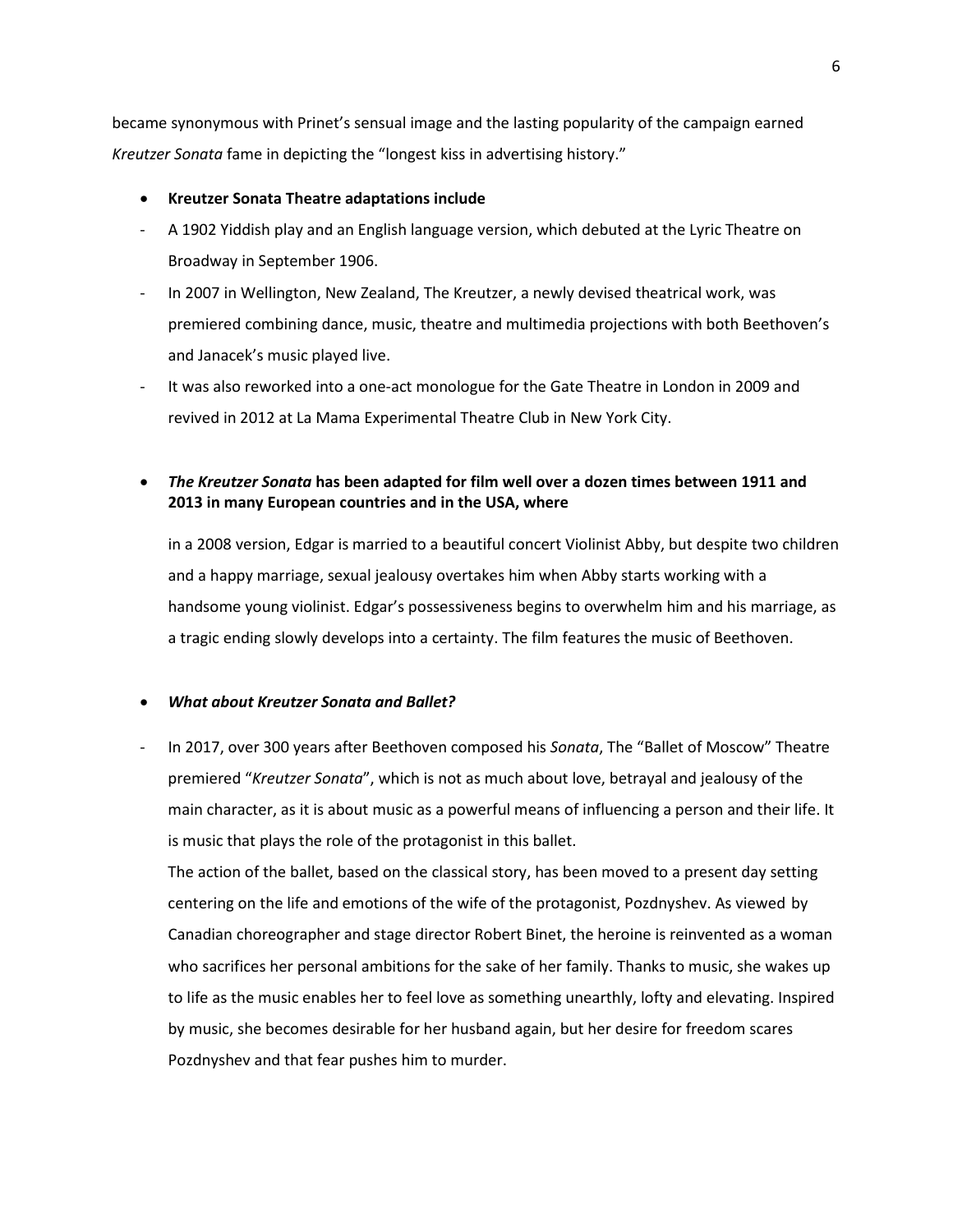became synonymous with Prinet's sensual image and the lasting popularity of the campaign earned *Kreutzer Sonata* fame in depicting the "longest kiss in advertising history."

- **Kreutzer Sonata Theatre adaptations include**

- A 1902 Yiddish play and an English language version, which debuted at the Lyric Theatre on Broadway in September 1906.
- In 2007 in Wellington, New Zealand, The Kreutzer, a newly devised theatrical work, was premiered combining dance, music, theatre and multimedia projections with both Beethoven's and Janacek's music played live.
- It was also reworked into a one-act monologue for the Gate Theatre in London in 2009 and revived in 2012 at La Mama Experimental Theatre Club in New York City.

- ***The Kreutzer Sonata* has been adapted for film well over a dozen times between 1911 and 2013 in many European countries and in the USA, where**

  in a 2008 version, Edgar is married to a beautiful concert Violinist Abby, but despite two children and a happy marriage, sexual jealousy overtakes him when Abby starts working with a handsome young violinist. Edgar's possessiveness begins to overwhelm him and his marriage, as a tragic ending slowly develops into a certainty. The film features the music of Beethoven.

- ***What about Kreutzer Sonata and Ballet?***

- In 2017, over 300 years after Beethoven composed his *Sonata*, The "Ballet of Moscow" Theatre premiered "*Kreutzer Sonata*", which is not as much about love, betrayal and jealousy of the main character, as it is about music as a powerful means of influencing a person and their life. It is music that plays the role of the protagonist in this ballet.

  The action of the ballet, based on the classical story, has been moved to a present day setting centering on the life and emotions of the wife of the protagonist, Pozdnyshev. As viewed by Canadian choreographer and stage director Robert Binet, the heroine is reinvented as a woman who sacrifices her personal ambitions for the sake of her family. Thanks to music, she wakes up to life as the music enables her to feel love as something unearthly, lofty and elevating. Inspired by music, she becomes desirable for her husband again, but her desire for freedom scares Pozdnyshev and that fear pushes him to murder.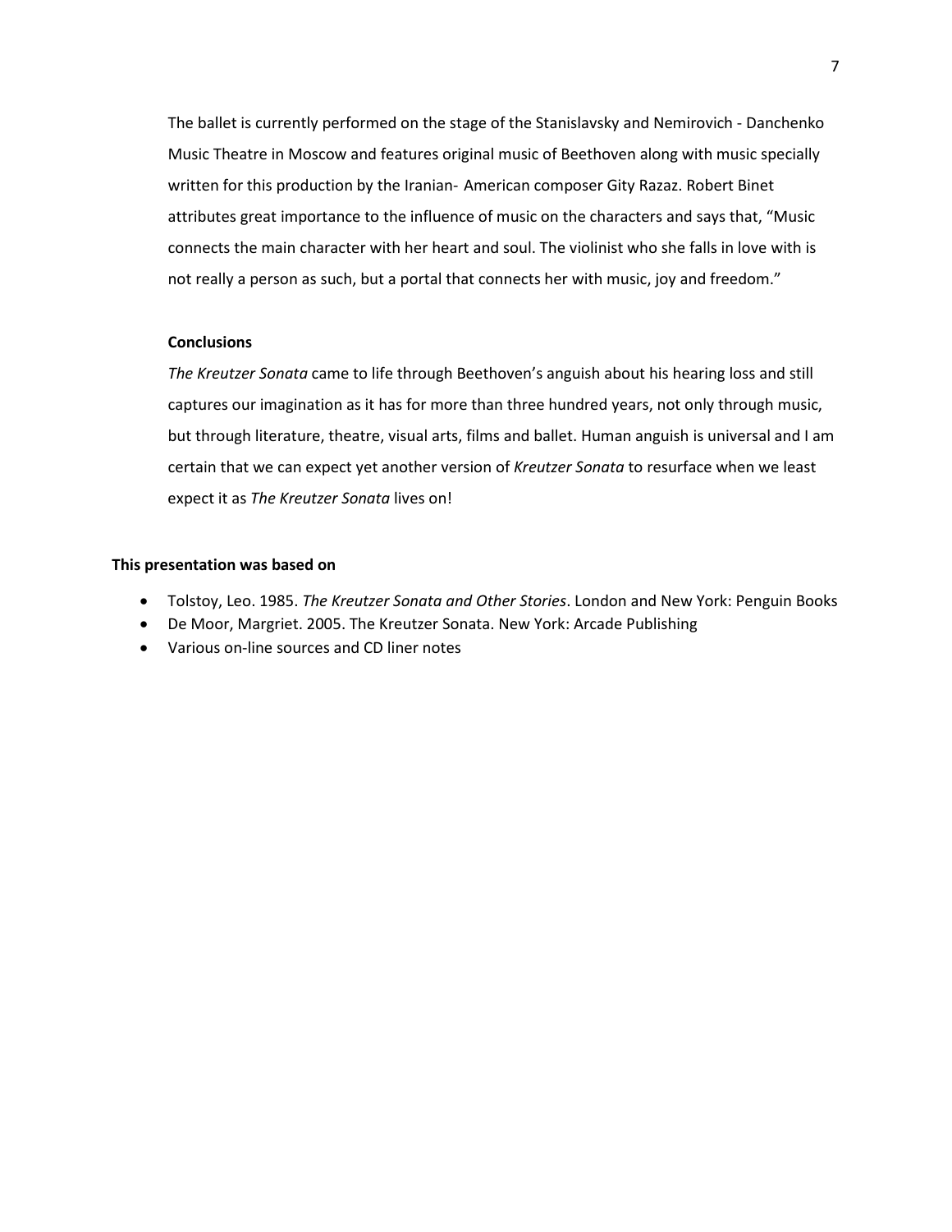The ballet is currently performed on the stage of the Stanislavsky and Nemirovich - Danchenko Music Theatre in Moscow and features original music of Beethoven along with music specially written for this production by the Iranian- American composer Gity Razaz. Robert Binet attributes great importance to the influence of music on the characters and says that, "Music connects the main character with her heart and soul. The violinist who she falls in love with is not really a person as such, but a portal that connects her with music, joy and freedom."

**Conclusions**

*The Kreutzer Sonata* came to life through Beethoven's anguish about his hearing loss and still captures our imagination as it has for more than three hundred years, not only through music, but through literature, theatre, visual arts, films and ballet. Human anguish is universal and I am certain that we can expect yet another version of *Kreutzer Sonata* to resurface when we least expect it as *The Kreutzer Sonata* lives on!

**This presentation was based on**

- Tolstoy, Leo. 1985. *The Kreutzer Sonata and Other Stories*. London and New York: Penguin Books
- De Moor, Margriet. 2005. The Kreutzer Sonata. New York: Arcade Publishing
- Various on-line sources and CD liner notes